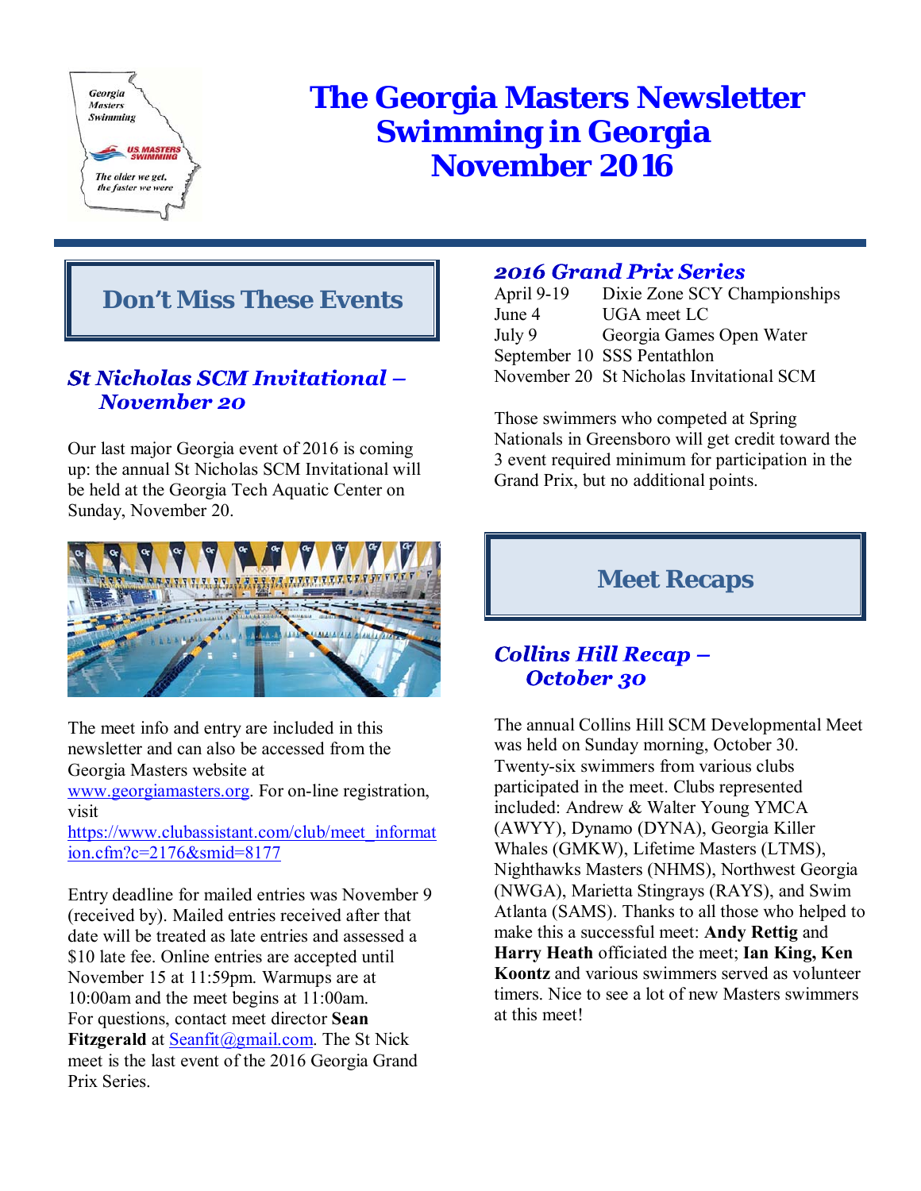# The Georgia Masters Newsletter
# Swimming in Georgia
# November 2016

## Don't Miss These Events

### *St Nicholas SCM Invitational – November 20*

Our last major Georgia event of 2016 is coming up: the annual St Nicholas SCM Invitational will be held at the Georgia Tech Aquatic Center on Sunday, November 20.

The meet info and entry are included in this newsletter and can also be accessed from the Georgia Masters website at www.georgiamasters.org. For on-line registration, visit https://www.clubassistant.com/club/meet_information.cfm?c=2176&smid=8177

Entry deadline for mailed entries was November 9 (received by). Mailed entries received after that date will be treated as late entries and assessed a $10 late fee. Online entries are accepted until November 15 at 11:59pm. Warmups are at 10:00am and the meet begins at 11:00am. For questions, contact meet director **Sean Fitzgerald** at Seanfit@gmail.com. The St Nick meet is the last event of the 2016 Georgia Grand Prix Series.

### *2016 Grand Prix Series*

| | |
|---|---|
| April 9-19 | Dixie Zone SCY Championships |
| June 4 | UGA meet LC |
| July 9 | Georgia Games Open Water |
| September 10 | SSS Pentathlon |
| November 20 | St Nicholas Invitational SCM |

Those swimmers who competed at Spring Nationals in Greensboro will get credit toward the 3 event required minimum for participation in the Grand Prix, but no additional points.

## Meet Recaps

### *Collins Hill Recap – October 30*

The annual Collins Hill SCM Developmental Meet was held on Sunday morning, October 30. Twenty-six swimmers from various clubs participated in the meet. Clubs represented included: Andrew & Walter Young YMCA (AWYY), Dynamo (DYNA), Georgia Killer Whales (GMKW), Lifetime Masters (LTMS), Nighthawks Masters (NHMS), Northwest Georgia (NWGA), Marietta Stingrays (RAYS), and Swim Atlanta (SAMS). Thanks to all those who helped to make this a successful meet: **Andy Rettig** and **Harry Heath** officiated the meet; **Ian King, Ken Koontz** and various swimmers served as volunteer timers. Nice to see a lot of new Masters swimmers at this meet!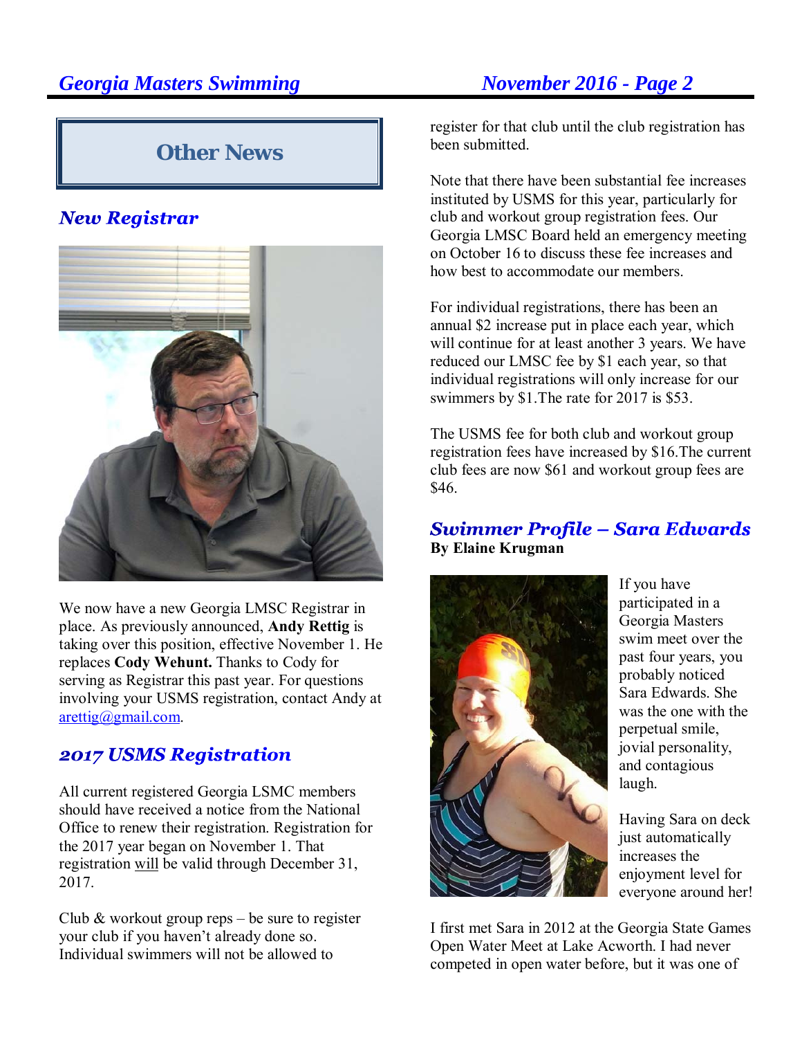## Other News

### New Registrar

We now have a new Georgia LMSC Registrar in place. As previously announced, **Andy Rettig** is taking over this position, effective November 1. He replaces **Cody Wehunt.** Thanks to Cody for serving as Registrar this past year. For questions involving your USMS registration, contact Andy at arettig@gmail.com.

### 2017 USMS Registration

All current registered Georgia LSMC members should have received a notice from the National Office to renew their registration. Registration for the 2017 year began on November 1. That registration will be valid through December 31, 2017.

Club & workout group reps – be sure to register your club if you haven't already done so. Individual swimmers will not be allowed to register for that club until the club registration has been submitted.

Note that there have been substantial fee increases instituted by USMS for this year, particularly for club and workout group registration fees. Our Georgia LMSC Board held an emergency meeting on October 16 to discuss these fee increases and how best to accommodate our members.

For individual registrations, there has been an annual $2 increase put in place each year, which will continue for at least another 3 years. We have reduced our LMSC fee by $1 each year, so that individual registrations will only increase for our swimmers by $1.The rate for 2017 is $53.

The USMS fee for both club and workout group registration fees have increased by $16.The current club fees are now $61 and workout group fees are $46.

### Swimmer Profile – Sara Edwards

**By Elaine Krugman**

If you have participated in a Georgia Masters swim meet over the past four years, you probably noticed Sara Edwards. She was the one with the perpetual smile, jovial personality, and contagious laugh.

Having Sara on deck just automatically increases the enjoyment level for everyone around her!

I first met Sara in 2012 at the Georgia State Games Open Water Meet at Lake Acworth. I had never competed in open water before, but it was one of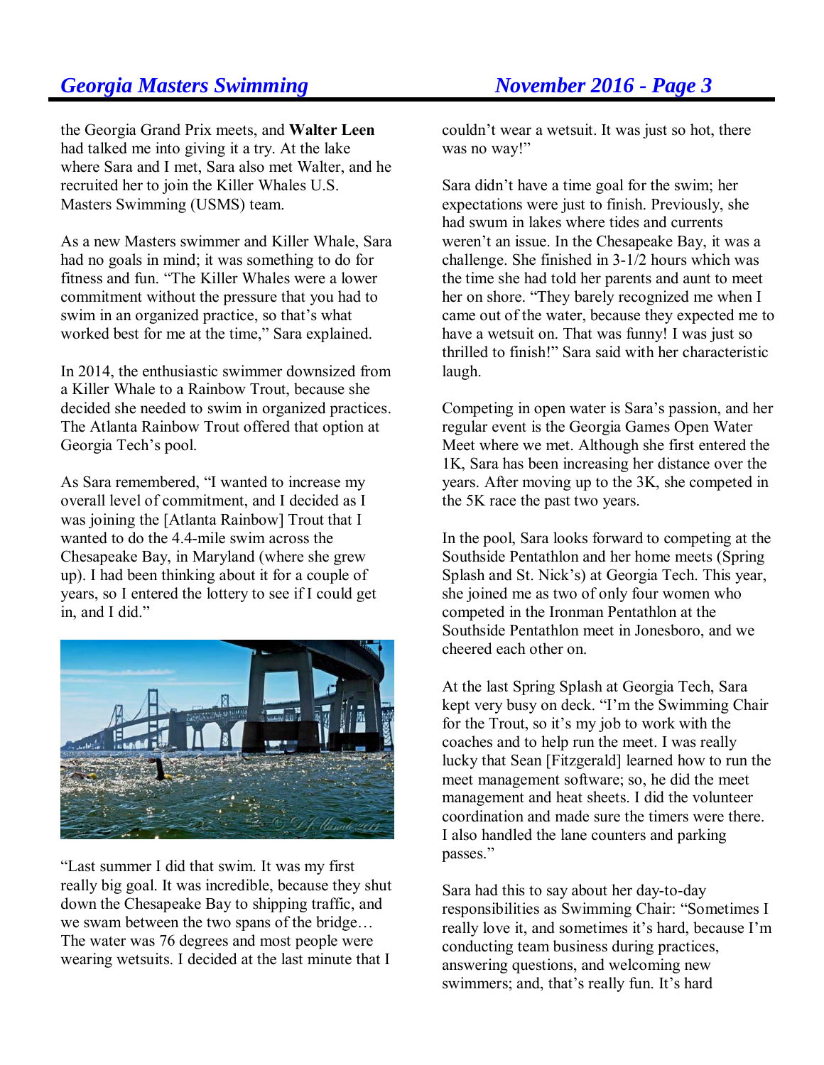the Georgia Grand Prix meets, and **Walter Leen** had talked me into giving it a try. At the lake where Sara and I met, Sara also met Walter, and he recruited her to join the Killer Whales U.S. Masters Swimming (USMS) team.

As a new Masters swimmer and Killer Whale, Sara had no goals in mind; it was something to do for fitness and fun. "The Killer Whales were a lower commitment without the pressure that you had to swim in an organized practice, so that's what worked best for me at the time," Sara explained.

In 2014, the enthusiastic swimmer downsized from a Killer Whale to a Rainbow Trout, because she decided she needed to swim in organized practices. The Atlanta Rainbow Trout offered that option at Georgia Tech's pool.

As Sara remembered, "I wanted to increase my overall level of commitment, and I decided as I was joining the [Atlanta Rainbow] Trout that I wanted to do the 4.4-mile swim across the Chesapeake Bay, in Maryland (where she grew up). I had been thinking about it for a couple of years, so I entered the lottery to see if I could get in, and I did."

"Last summer I did that swim. It was my first really big goal. It was incredible, because they shut down the Chesapeake Bay to shipping traffic, and we swam between the two spans of the bridge… The water was 76 degrees and most people were wearing wetsuits. I decided at the last minute that I couldn't wear a wetsuit. It was just so hot, there was no way!"

Sara didn't have a time goal for the swim; her expectations were just to finish. Previously, she had swum in lakes where tides and currents weren't an issue. In the Chesapeake Bay, it was a challenge. She finished in 3-1/2 hours which was the time she had told her parents and aunt to meet her on shore. "They barely recognized me when I came out of the water, because they expected me to have a wetsuit on. That was funny! I was just so thrilled to finish!" Sara said with her characteristic laugh.

Competing in open water is Sara's passion, and her regular event is the Georgia Games Open Water Meet where we met. Although she first entered the 1K, Sara has been increasing her distance over the years. After moving up to the 3K, she competed in the 5K race the past two years.

In the pool, Sara looks forward to competing at the Southside Pentathlon and her home meets (Spring Splash and St. Nick's) at Georgia Tech. This year, she joined me as two of only four women who competed in the Ironman Pentathlon at the Southside Pentathlon meet in Jonesboro, and we cheered each other on.

At the last Spring Splash at Georgia Tech, Sara kept very busy on deck. "I'm the Swimming Chair for the Trout, so it's my job to work with the coaches and to help run the meet. I was really lucky that Sean [Fitzgerald] learned how to run the meet management software; so, he did the meet management and heat sheets. I did the volunteer coordination and made sure the timers were there. I also handled the lane counters and parking passes."

Sara had this to say about her day-to-day responsibilities as Swimming Chair: "Sometimes I really love it, and sometimes it's hard, because I'm conducting team business during practices, answering questions, and welcoming new swimmers; and, that's really fun. It's hard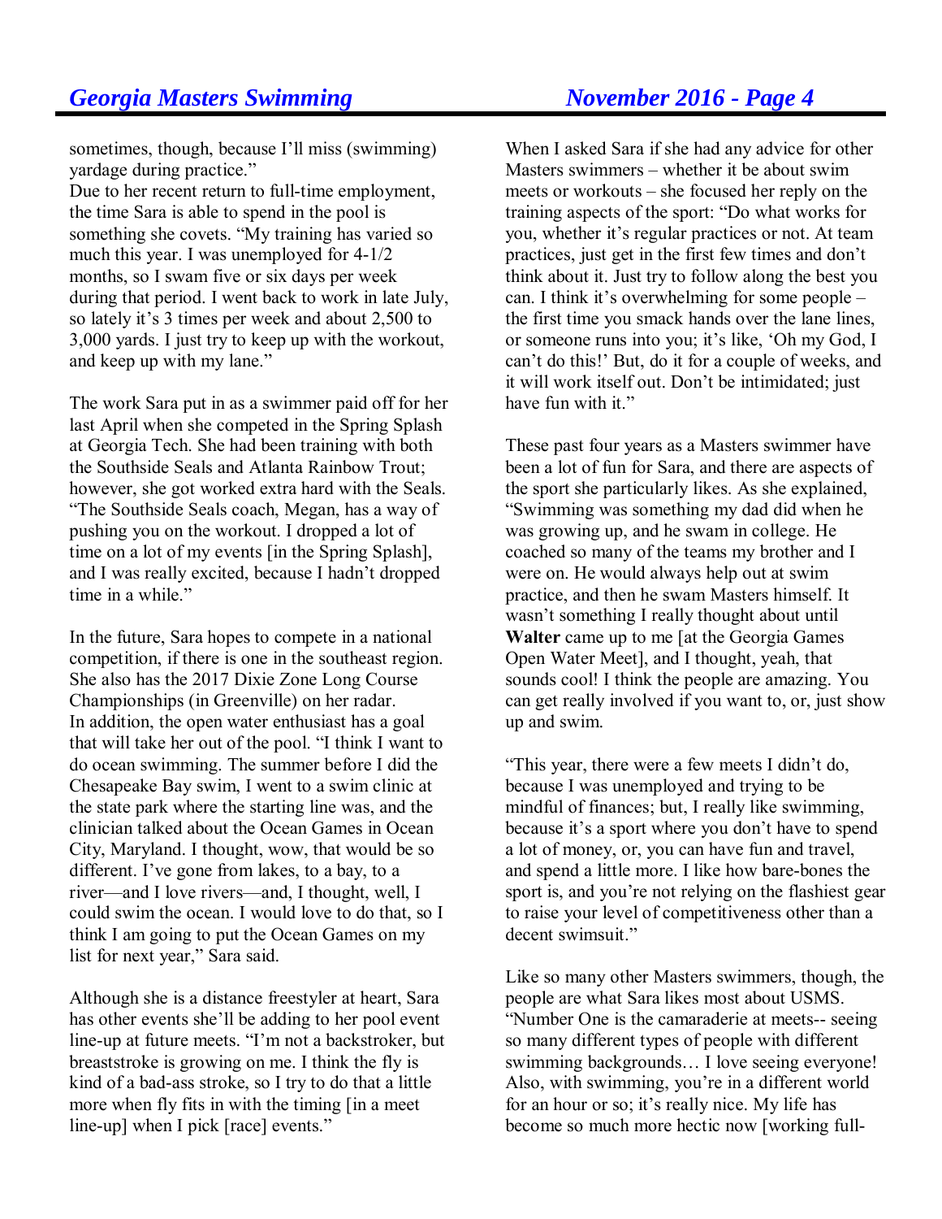sometimes, though, because I'll miss (swimming) yardage during practice."

Due to her recent return to full-time employment, the time Sara is able to spend in the pool is something she covets. "My training has varied so much this year. I was unemployed for 4-1/2 months, so I swam five or six days per week during that period. I went back to work in late July, so lately it's 3 times per week and about 2,500 to 3,000 yards. I just try to keep up with the workout, and keep up with my lane."

The work Sara put in as a swimmer paid off for her last April when she competed in the Spring Splash at Georgia Tech. She had been training with both the Southside Seals and Atlanta Rainbow Trout; however, she got worked extra hard with the Seals. "The Southside Seals coach, Megan, has a way of pushing you on the workout. I dropped a lot of time on a lot of my events [in the Spring Splash], and I was really excited, because I hadn't dropped time in a while."

In the future, Sara hopes to compete in a national competition, if there is one in the southeast region. She also has the 2017 Dixie Zone Long Course Championships (in Greenville) on her radar.

In addition, the open water enthusiast has a goal that will take her out of the pool. "I think I want to do ocean swimming. The summer before I did the Chesapeake Bay swim, I went to a swim clinic at the state park where the starting line was, and the clinician talked about the Ocean Games in Ocean City, Maryland. I thought, wow, that would be so different. I've gone from lakes, to a bay, to a river—and I love rivers—and, I thought, well, I could swim the ocean. I would love to do that, so I think I am going to put the Ocean Games on my list for next year," Sara said.

Although she is a distance freestyler at heart, Sara has other events she'll be adding to her pool event line-up at future meets. "I'm not a backstroker, but breaststroke is growing on me. I think the fly is kind of a bad-ass stroke, so I try to do that a little more when fly fits in with the timing [in a meet line-up] when I pick [race] events."

When I asked Sara if she had any advice for other Masters swimmers – whether it be about swim meets or workouts – she focused her reply on the training aspects of the sport: "Do what works for you, whether it's regular practices or not. At team practices, just get in the first few times and don't think about it. Just try to follow along the best you can. I think it's overwhelming for some people – the first time you smack hands over the lane lines, or someone runs into you; it's like, 'Oh my God, I can't do this!' But, do it for a couple of weeks, and it will work itself out. Don't be intimidated; just have fun with it."

These past four years as a Masters swimmer have been a lot of fun for Sara, and there are aspects of the sport she particularly likes. As she explained, "Swimming was something my dad did when he was growing up, and he swam in college. He coached so many of the teams my brother and I were on. He would always help out at swim practice, and then he swam Masters himself. It wasn't something I really thought about until **Walter** came up to me [at the Georgia Games Open Water Meet], and I thought, yeah, that sounds cool! I think the people are amazing. You can get really involved if you want to, or, just show up and swim.

"This year, there were a few meets I didn't do, because I was unemployed and trying to be mindful of finances; but, I really like swimming, because it's a sport where you don't have to spend a lot of money, or, you can have fun and travel, and spend a little more. I like how bare-bones the sport is, and you're not relying on the flashiest gear to raise your level of competitiveness other than a decent swimsuit."

Like so many other Masters swimmers, though, the people are what Sara likes most about USMS. "Number One is the camaraderie at meets-- seeing so many different types of people with different swimming backgrounds… I love seeing everyone! Also, with swimming, you're in a different world for an hour or so; it's really nice. My life has become so much more hectic now [working full-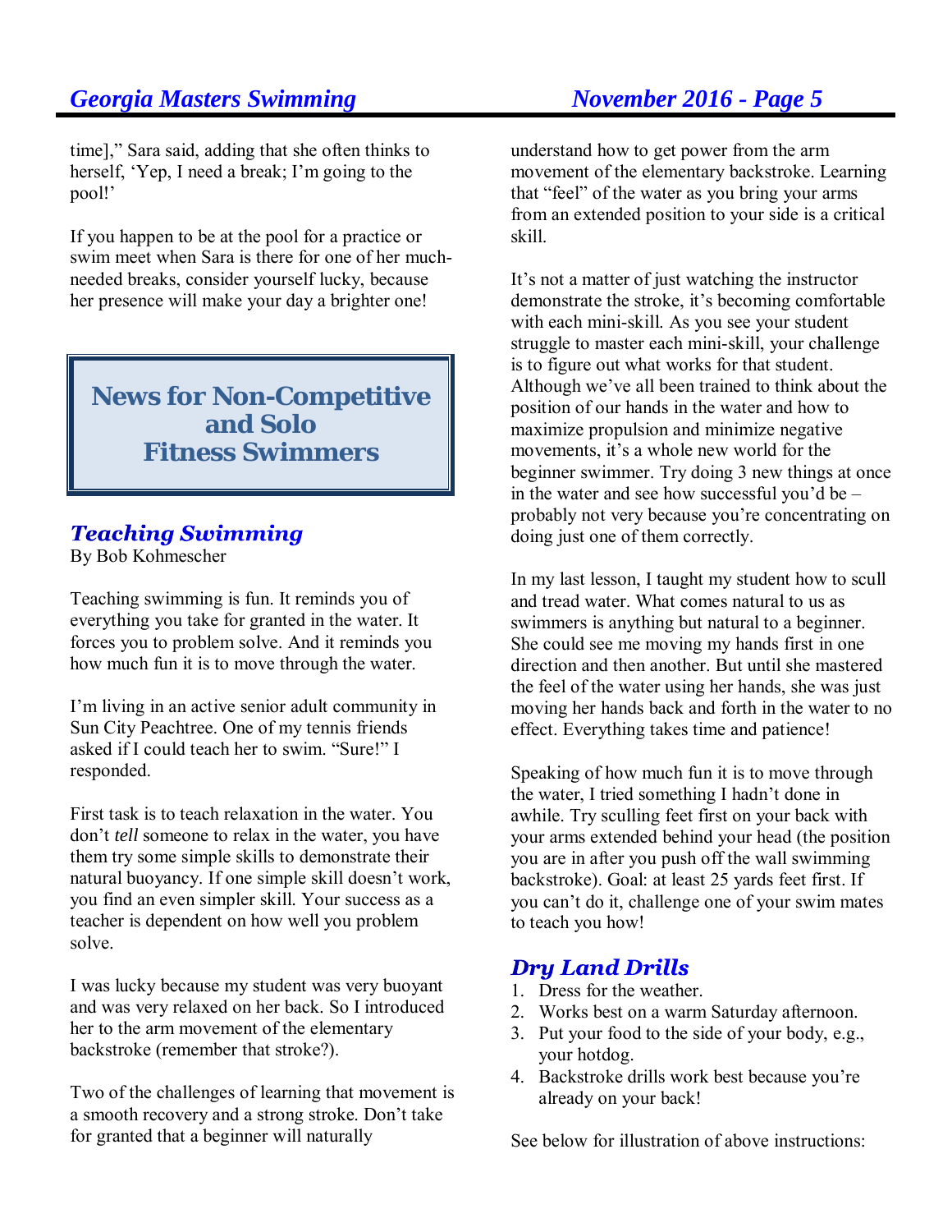time],” Sara said, adding that she often thinks to herself, ‘Yep, I need a break; I’m going to the pool!’

If you happen to be at the pool for a practice or swim meet when Sara is there for one of her much-needed breaks, consider yourself lucky, because her presence will make your day a brighter one!

## News for Non-Competitive and Solo Fitness Swimmers

### *Teaching Swimming*

By Bob Kohmescher

Teaching swimming is fun. It reminds you of everything you take for granted in the water. It forces you to problem solve. And it reminds you how much fun it is to move through the water.

I’m living in an active senior adult community in Sun City Peachtree. One of my tennis friends asked if I could teach her to swim. “Sure!” I responded.

First task is to teach relaxation in the water. You don’t *tell* someone to relax in the water, you have them try some simple skills to demonstrate their natural buoyancy. If one simple skill doesn’t work, you find an even simpler skill. Your success as a teacher is dependent on how well you problem solve.

I was lucky because my student was very buoyant and was very relaxed on her back. So I introduced her to the arm movement of the elementary backstroke (remember that stroke?).

Two of the challenges of learning that movement is a smooth recovery and a strong stroke. Don’t take for granted that a beginner will naturally understand how to get power from the arm movement of the elementary backstroke. Learning that “feel” of the water as you bring your arms from an extended position to your side is a critical skill.

It’s not a matter of just watching the instructor demonstrate the stroke, it’s becoming comfortable with each mini-skill. As you see your student struggle to master each mini-skill, your challenge is to figure out what works for that student. Although we’ve all been trained to think about the position of our hands in the water and how to maximize propulsion and minimize negative movements, it’s a whole new world for the beginner swimmer. Try doing 3 new things at once in the water and see how successful you’d be – probably not very because you’re concentrating on doing just one of them correctly.

In my last lesson, I taught my student how to scull and tread water. What comes natural to us as swimmers is anything but natural to a beginner. She could see me moving my hands first in one direction and then another. But until she mastered the feel of the water using her hands, she was just moving her hands back and forth in the water to no effect. Everything takes time and patience!

Speaking of how much fun it is to move through the water, I tried something I hadn’t done in awhile. Try sculling feet first on your back with your arms extended behind your head (the position you are in after you push off the wall swimming backstroke). Goal: at least 25 yards feet first. If you can’t do it, challenge one of your swim mates to teach you how!

### *Dry Land Drills*

1. Dress for the weather.
2. Works best on a warm Saturday afternoon.
3. Put your food to the side of your body, e.g., your hotdog.
4. Backstroke drills work best because you’re already on your back!

See below for illustration of above instructions: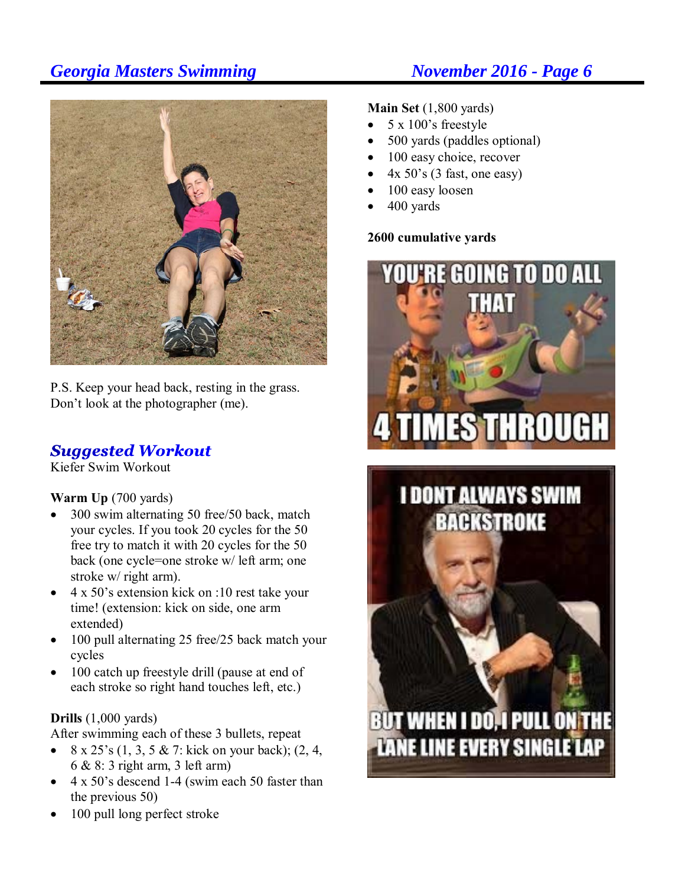P.S. Keep your head back, resting in the grass. Don't look at the photographer (me).

## *Suggested Workout*

Kiefer Swim Workout

**Warm Up** (700 yards)

- 300 swim alternating 50 free/50 back, match your cycles. If you took 20 cycles for the 50 free try to match it with 20 cycles for the 50 back (one cycle=one stroke w/ left arm; one stroke w/ right arm).
- 4 x 50's extension kick on :10 rest take your time! (extension: kick on side, one arm extended)
- 100 pull alternating 25 free/25 back match your cycles
- 100 catch up freestyle drill (pause at end of each stroke so right hand touches left, etc.)

**Drills** (1,000 yards)

After swimming each of these 3 bullets, repeat

- 8 x 25's (1, 3, 5 & 7: kick on your back); (2, 4, 6 & 8: 3 right arm, 3 left arm)
- 4 x 50's descend 1-4 (swim each 50 faster than the previous 50)
- 100 pull long perfect stroke

**Main Set** (1,800 yards)

- 5 x 100's freestyle
- 500 yards (paddles optional)
- 100 easy choice, recover
- 4x 50's (3 fast, one easy)
- 100 easy loosen
- 400 yards

**2600 cumulative yards**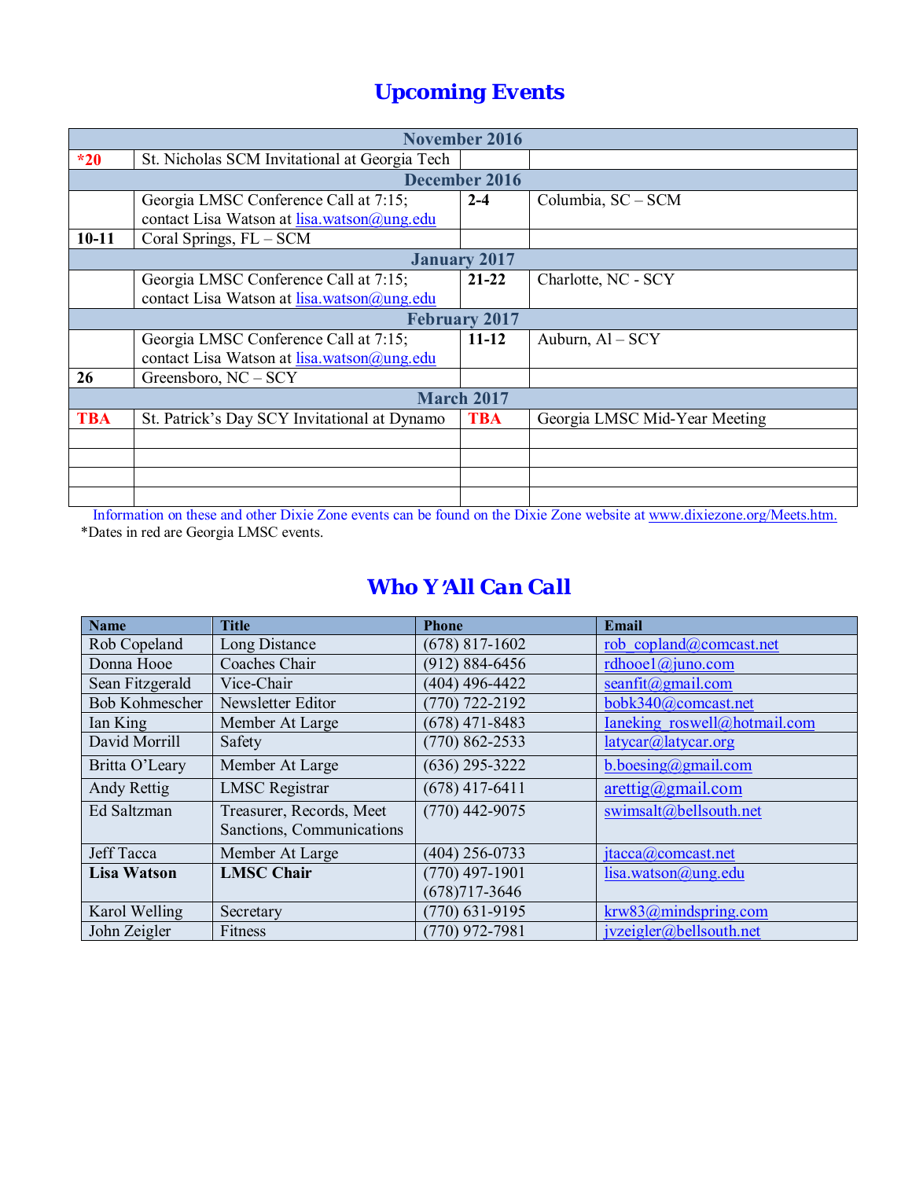## Upcoming Events

| November 2016 | | | |
|---|---|---|---|
| *20 | St. Nicholas SCM Invitational at Georgia Tech | | |
| **December 2016** | | | |
| | Georgia LMSC Conference Call at 7:15; contact Lisa Watson at lisa.watson@ung.edu | **2-4** | Columbia, SC – SCM |
| **10-11** | Coral Springs, FL – SCM | | |
| **January 2017** | | | |
| | Georgia LMSC Conference Call at 7:15; contact Lisa Watson at lisa.watson@ung.edu | **21-22** | Charlotte, NC - SCY |
| **February 2017** | | | |
| | Georgia LMSC Conference Call at 7:15; contact Lisa Watson at lisa.watson@ung.edu | **11-12** | Auburn, Al – SCY |
| **26** | Greensboro, NC – SCY | | |
| **March 2017** | | | |
| **TBA** | St. Patrick's Day SCY Invitational at Dynamo | **TBA** | Georgia LMSC Mid-Year Meeting |
| | | | |
| | | | |
| | | | |
| | | | |

Information on these and other Dixie Zone events can be found on the Dixie Zone website at www.dixiezone.org/Meets.htm.

*Dates in red are Georgia LMSC events.

## Who Y'All Can Call

| Name | Title | Phone | Email |
|---|---|---|---|
| Rob Copeland | Long Distance | (678) 817-1602 | rob_copland@comcast.net |
| Donna Hooe | Coaches Chair | (912) 884-6456 | rdhooe1@juno.com |
| Sean Fitzgerald | Vice-Chair | (404) 496-4422 | seanfit@gmail.com |
| Bob Kohmescher | Newsletter Editor | (770) 722-2192 | bobk340@comcast.net |
| Ian King | Member At Large | (678) 471-8483 | Ianeking_roswell@hotmail.com |
| David Morrill | Safety | (770) 862-2533 | latycar@latycar.org |
| Britta O'Leary | Member At Large | (636) 295-3222 | b.boesing@gmail.com |
| Andy Rettig | LMSC Registrar | (678) 417-6411 | arettig@gmail.com |
| Ed Saltzman | Treasurer, Records, Meet Sanctions, Communications | (770) 442-9075 | swimsalt@bellsouth.net |
| Jeff Tacca | Member At Large | (404) 256-0733 | jtacca@comcast.net |
| **Lisa Watson** | **LMSC Chair** | (770) 497-1901 (678)717-3646 | lisa.watson@ung.edu |
| Karol Welling | Secretary | (770) 631-9195 | krw83@mindspring.com |
| John Zeigler | Fitness | (770) 972-7981 | jvzeigler@bellsouth.net |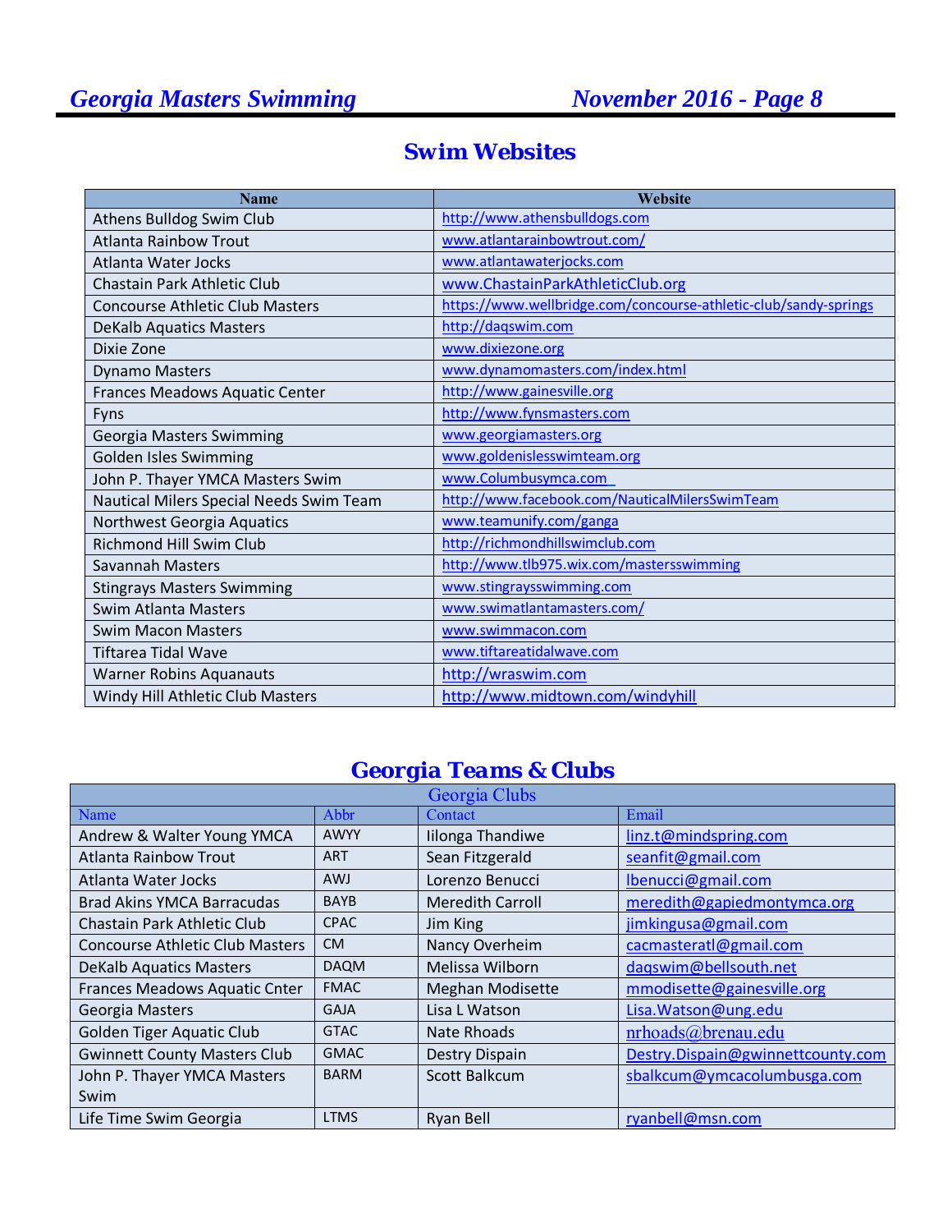## Swim Websites

| Name | Website |
|---|---|
| Athens Bulldog Swim Club | http://www.athensbulldogs.com |
| Atlanta Rainbow Trout | www.atlantarainbowtrout.com/ |
| Atlanta Water Jocks | www.atlantawaterjocks.com |
| Chastain Park Athletic Club | www.ChastainParkAthleticClub.org |
| Concourse Athletic Club Masters | https://www.wellbridge.com/concourse-athletic-club/sandy-springs |
| DeKalb Aquatics Masters | http://daqswim.com |
| Dixie Zone | www.dixiezone.org |
| Dynamo Masters | www.dynamomasters.com/index.html |
| Frances Meadows Aquatic Center | http://www.gainesville.org |
| Fyns | http://www.fynsmasters.com |
| Georgia Masters Swimming | www.georgiamasters.org |
| Golden Isles Swimming | www.goldenislesswimteam.org |
| John P. Thayer YMCA Masters Swim | www.Columbusymca.com |
| Nautical Milers Special Needs Swim Team | http://www.facebook.com/NauticalMilersSwimTeam |
| Northwest Georgia Aquatics | www.teamunify.com/ganga |
| Richmond Hill Swim Club | http://richmondhillswimclub.com |
| Savannah Masters | http://www.tlb975.wix.com/mastersswimming |
| Stingrays Masters Swimming | www.stingraysswimming.com |
| Swim Atlanta Masters | www.swimatlantamasters.com/ |
| Swim Macon Masters | www.swimmacon.com |
| Tiftarea Tidal Wave | www.tiftareatidalwave.com |
| Warner Robins Aquanauts | http://wraswim.com |
| Windy Hill Athletic Club Masters | http://www.midtown.com/windyhill |

## Georgia Teams & Clubs

| Georgia Clubs | | | |
|---|---|---|---|
| Name | Abbr | Contact | Email |
| Andrew & Walter Young YMCA | AWYY | Iilonga Thandiwe | linz.t@mindspring.com |
| Atlanta Rainbow Trout | ART | Sean Fitzgerald | seanfit@gmail.com |
| Atlanta Water Jocks | AWJ | Lorenzo Benucci | lbenucci@gmail.com |
| Brad Akins YMCA Barracudas | BAYB | Meredith Carroll | meredith@gapiedmontymca.org |
| Chastain Park Athletic Club | CPAC | Jim King | jimkingusa@gmail.com |
| Concourse Athletic Club Masters | CM | Nancy Overheim | cacmasteratl@gmail.com |
| DeKalb Aquatics Masters | DAQM | Melissa Wilborn | daqswim@bellsouth.net |
| Frances Meadows Aquatic Cnter | FMAC | Meghan Modisette | mmodisette@gainesville.org |
| Georgia Masters | GAJA | Lisa L Watson | Lisa.Watson@ung.edu |
| Golden Tiger Aquatic Club | GTAC | Nate Rhoads | nrhoads@brenau.edu |
| Gwinnett County Masters Club | GMAC | Destry Dispain | Destry.Dispain@gwinnettcounty.com |
| John P. Thayer YMCA Masters Swim | BARM | Scott Balkcum | sbalkcum@ymcacolumbusga.com |
| Life Time Swim Georgia | LTMS | Ryan Bell | ryanbell@msn.com |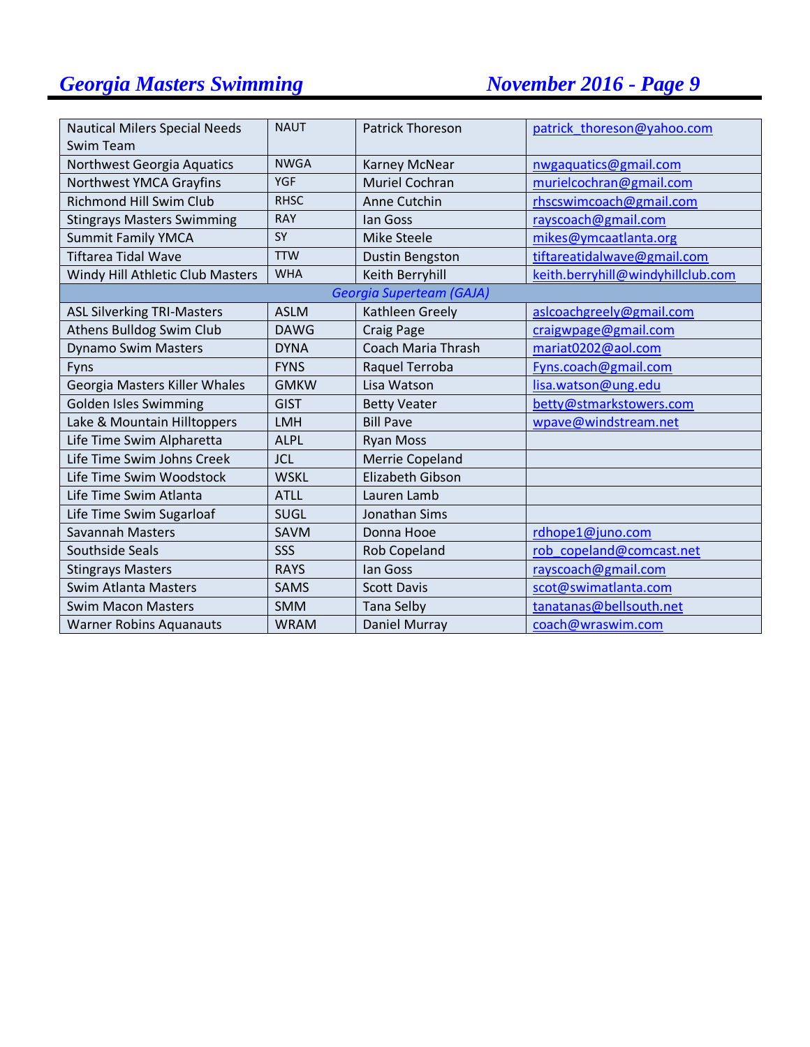| | | | |
|---|---|---|---|
| Nautical Milers Special Needs Swim Team | NAUT | Patrick Thoreson | patrick_thoreson@yahoo.com |
| Northwest Georgia Aquatics | NWGA | Karney McNear | nwgaquatics@gmail.com |
| Northwest YMCA Grayfins | YGF | Muriel Cochran | murielcochran@gmail.com |
| Richmond Hill Swim Club | RHSC | Anne Cutchin | rhscswimcoach@gmail.com |
| Stingrays Masters Swimming | RAY | Ian Goss | rayscoach@gmail.com |
| Summit Family YMCA | SY | Mike Steele | mikes@ymcaatlanta.org |
| Tiftarea Tidal Wave | TTW | Dustin Bengston | tiftareatidalwave@gmail.com |
| Windy Hill Athletic Club Masters | WHA | Keith Berryhill | keith.berryhill@windyhillclub.com |
| *Georgia Superteam (GAJA)* | | | |
| ASL Silverking TRI-Masters | ASLM | Kathleen Greely | aslcoachgreely@gmail.com |
| Athens Bulldog Swim Club | DAWG | Craig Page | craigwpage@gmail.com |
| Dynamo Swim Masters | DYNA | Coach Maria Thrash | mariat0202@aol.com |
| Fyns | FYNS | Raquel Terroba | Fyns.coach@gmail.com |
| Georgia Masters Killer Whales | GMKW | Lisa Watson | lisa.watson@ung.edu |
| Golden Isles Swimming | GIST | Betty Veater | betty@stmarkstowers.com |
| Lake & Mountain Hilltoppers | LMH | Bill Pave | wpave@windstream.net |
| Life Time Swim Alpharetta | ALPL | Ryan Moss | |
| Life Time Swim Johns Creek | JCL | Merrie Copeland | |
| Life Time Swim Woodstock | WSKL | Elizabeth Gibson | |
| Life Time Swim Atlanta | ATLL | Lauren Lamb | |
| Life Time Swim Sugarloaf | SUGL | Jonathan Sims | |
| Savannah Masters | SAVM | Donna Hooe | rdhope1@juno.com |
| Southside Seals | SSS | Rob Copeland | rob_copeland@comcast.net |
| Stingrays Masters | RAYS | Ian Goss | rayscoach@gmail.com |
| Swim Atlanta Masters | SAMS | Scott Davis | scot@swimatlanta.com |
| Swim Macon Masters | SMM | Tana Selby | tanatanas@bellsouth.net |
| Warner Robins Aquanauts | WRAM | Daniel Murray | coach@wraswim.com |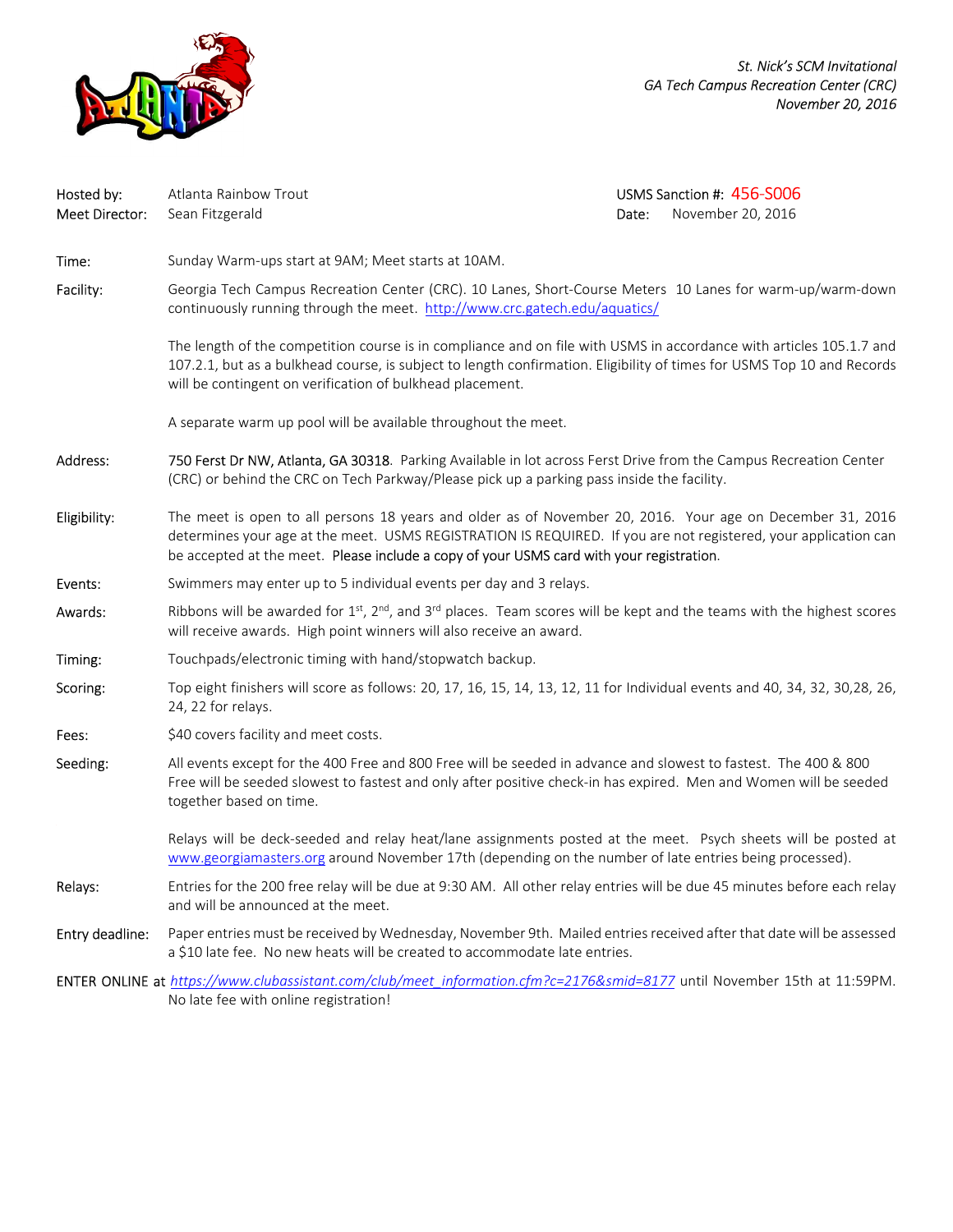*St. Nick's SCM Invitational*
*GA Tech Campus Recreation Center (CRC)*
*November 20, 2016*

| | | | |
|---|---|---|---|
| Hosted by: | Atlanta Rainbow Trout | USMS Sanction #: | 456-S006 |
| Meet Director: | Sean Fitzgerald | Date: | November 20, 2016 |

**Time:** Sunday Warm-ups start at 9AM; Meet starts at 10AM.

**Facility:** Georgia Tech Campus Recreation Center (CRC). 10 Lanes, Short-Course Meters 10 Lanes for warm-up/warm-down continuously running through the meet. http://www.crc.gatech.edu/aquatics/

The length of the competition course is in compliance and on file with USMS in accordance with articles 105.1.7 and 107.2.1, but as a bulkhead course, is subject to length confirmation. Eligibility of times for USMS Top 10 and Records will be contingent on verification of bulkhead placement.

A separate warm up pool will be available throughout the meet.

**Address:** 750 Ferst Dr NW, Atlanta, GA 30318. Parking Available in lot across Ferst Drive from the Campus Recreation Center (CRC) or behind the CRC on Tech Parkway/Please pick up a parking pass inside the facility.

**Eligibility:** The meet is open to all persons 18 years and older as of November 20, 2016. Your age on December 31, 2016 determines your age at the meet. USMS REGISTRATION IS REQUIRED. If you are not registered, your application can be accepted at the meet. Please include a copy of your USMS card with your registration.

**Events:** Swimmers may enter up to 5 individual events per day and 3 relays.

**Awards:** Ribbons will be awarded for 1st, 2nd, and 3rd places. Team scores will be kept and the teams with the highest scores will receive awards. High point winners will also receive an award.

**Timing:** Touchpads/electronic timing with hand/stopwatch backup.

**Scoring:** Top eight finishers will score as follows: 20, 17, 16, 15, 14, 13, 12, 11 for Individual events and 40, 34, 32, 30,28, 26, 24, 22 for relays.

**Fees:** $40 covers facility and meet costs.

**Seeding:** All events except for the 400 Free and 800 Free will be seeded in advance and slowest to fastest. The 400 & 800 Free will be seeded slowest to fastest and only after positive check-in has expired. Men and Women will be seeded together based on time.

Relays will be deck-seeded and relay heat/lane assignments posted at the meet. Psych sheets will be posted at www.georgiamasters.org around November 17th (depending on the number of late entries being processed).

**Relays:** Entries for the 200 free relay will be due at 9:30 AM. All other relay entries will be due 45 minutes before each relay and will be announced at the meet.

**Entry deadline:** Paper entries must be received by Wednesday, November 9th. Mailed entries received after that date will be assessed a $10 late fee. No new heats will be created to accommodate late entries.

ENTER ONLINE at *https://www.clubassistant.com/club/meet_information.cfm?c=2176&smid=8177* until November 15th at 11:59PM. No late fee with online registration!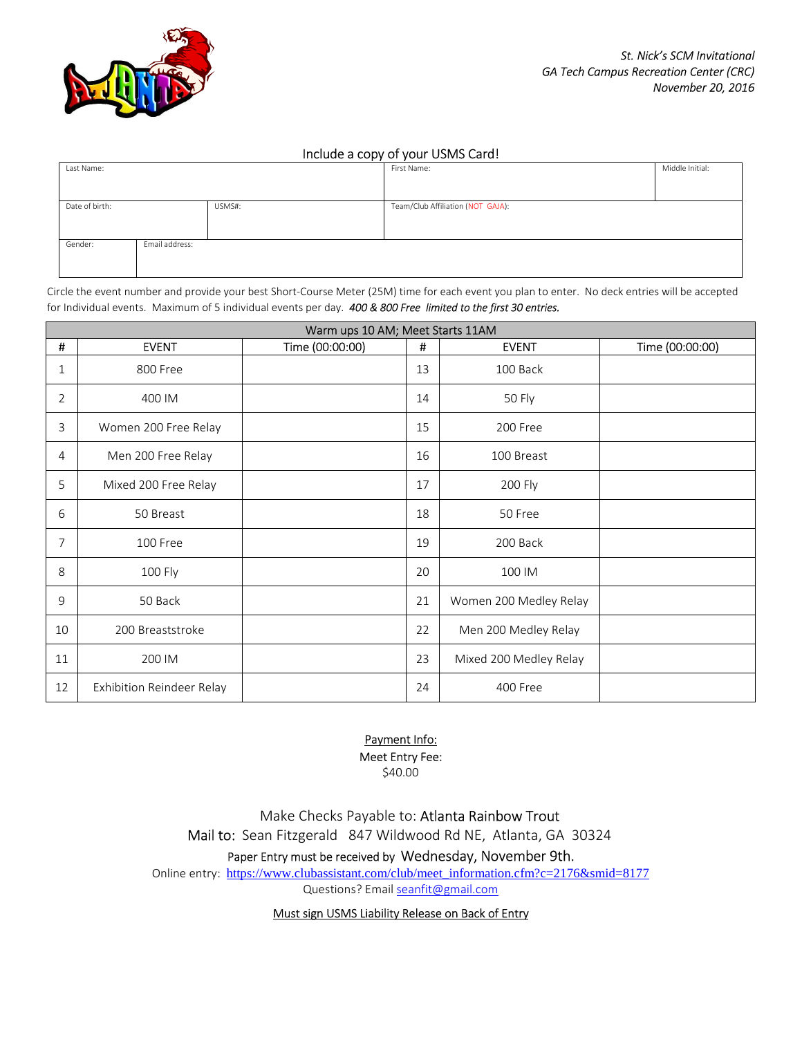*St. Nick's SCM Invitational*
*GA Tech Campus Recreation Center (CRC)*
*November 20, 2016*

Include a copy of your USMS Card!

| Last Name: | | First Name: | Middle Initial: |
|---|---|---|---|
| Date of birth: | USMS#: | Team/Club Affiliation (NOT GAJA): | |
| Gender: | Email address: | | |

Circle the event number and provide your best Short-Course Meter (25M) time for each event you plan to enter. No deck entries will be accepted for Individual events. Maximum of 5 individual events per day. *400 & 800 Free limited to the first 30 entries.*

| Warm ups 10 AM; Meet Starts 11AM | | | | | |
|---|---|---|---|---|---|
| # | EVENT | Time (00:00:00) | # | EVENT | Time (00:00:00) |
| 1 | 800 Free | | 13 | 100 Back | |
| 2 | 400 IM | | 14 | 50 Fly | |
| 3 | Women 200 Free Relay | | 15 | 200 Free | |
| 4 | Men 200 Free Relay | | 16 | 100 Breast | |
| 5 | Mixed 200 Free Relay | | 17 | 200 Fly | |
| 6 | 50 Breast | | 18 | 50 Free | |
| 7 | 100 Free | | 19 | 200 Back | |
| 8 | 100 Fly | | 20 | 100 IM | |
| 9 | 50 Back | | 21 | Women 200 Medley Relay | |
| 10 | 200 Breaststroke | | 22 | Men 200 Medley Relay | |
| 11 | 200 IM | | 23 | Mixed 200 Medley Relay | |
| 12 | Exhibition Reindeer Relay | | 24 | 400 Free | |

Payment Info:
Meet Entry Fee:
$40.00

Make Checks Payable to: Atlanta Rainbow Trout
Mail to: Sean Fitzgerald 847 Wildwood Rd NE, Atlanta, GA 30324
Paper Entry must be received by Wednesday, November 9th.
Online entry: https://www.clubassistant.com/club/meet_information.cfm?c=2176&smid=8177
Questions? Email seanfit@gmail.com

Must sign USMS Liability Release on Back of Entry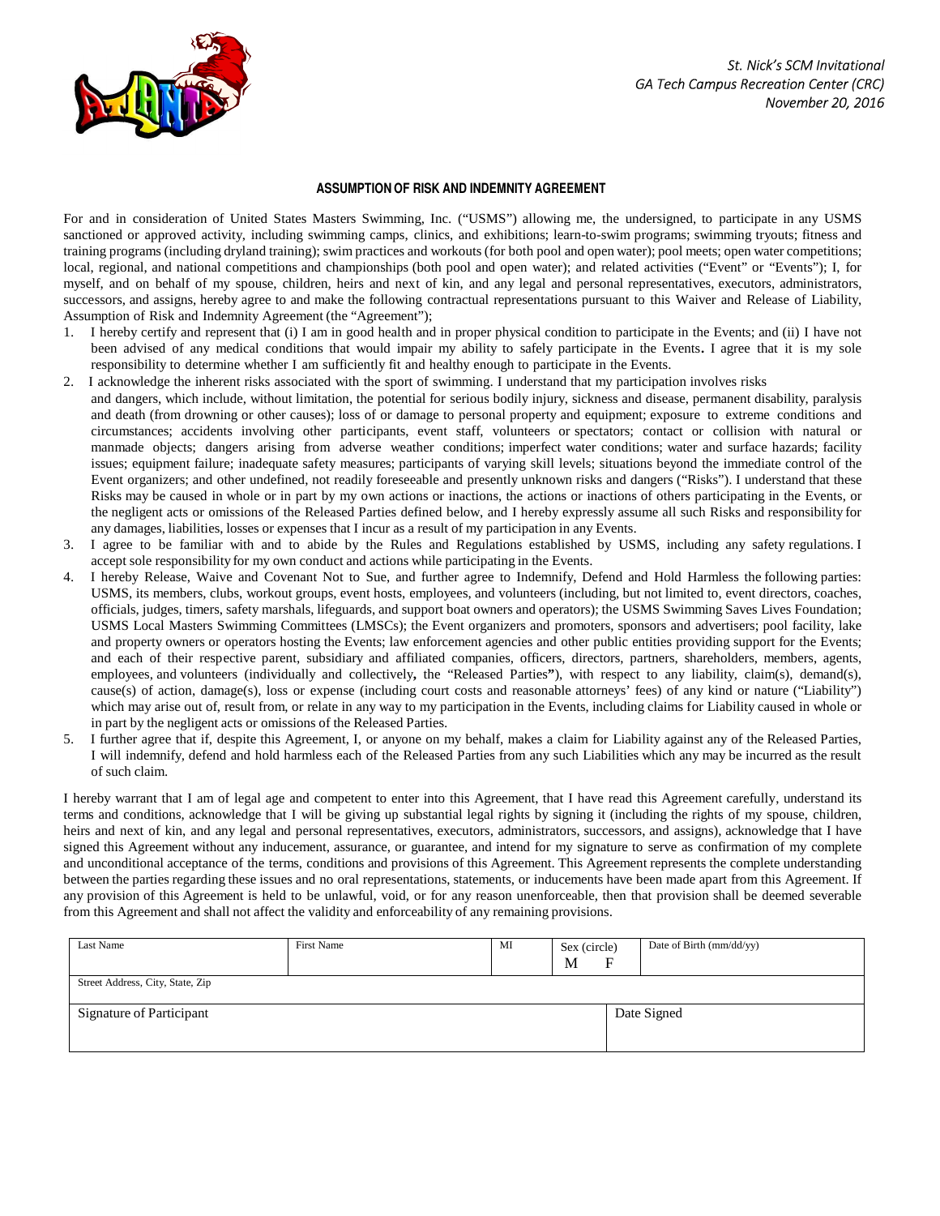*St. Nick's SCM Invitational*
*GA Tech Campus Recreation Center (CRC)*
*November 20, 2016*

**ASSUMPTION OF RISK AND INDEMNITY AGREEMENT**

For and in consideration of United States Masters Swimming, Inc. ("USMS") allowing me, the undersigned, to participate in any USMS sanctioned or approved activity, including swimming camps, clinics, and exhibitions; learn-to-swim programs; swimming tryouts; fitness and training programs (including dryland training); swim practices and workouts (for both pool and open water); pool meets; open water competitions; local, regional, and national competitions and championships (both pool and open water); and related activities ("Event" or "Events"); I, for myself, and on behalf of my spouse, children, heirs and next of kin, and any legal and personal representatives, executors, administrators, successors, and assigns, hereby agree to and make the following contractual representations pursuant to this Waiver and Release of Liability, Assumption of Risk and Indemnity Agreement (the "Agreement");

1. I hereby certify and represent that (i) I am in good health and in proper physical condition to participate in the Events; and (ii) I have not been advised of any medical conditions that would impair my ability to safely participate in the Events. I agree that it is my sole responsibility to determine whether I am sufficiently fit and healthy enough to participate in the Events.
2. I acknowledge the inherent risks associated with the sport of swimming. I understand that my participation involves risks and dangers, which include, without limitation, the potential for serious bodily injury, sickness and disease, permanent disability, paralysis and death (from drowning or other causes); loss of or damage to personal property and equipment; exposure to extreme conditions and circumstances; accidents involving other participants, event staff, volunteers or spectators; contact or collision with natural or manmade objects; dangers arising from adverse weather conditions; imperfect water conditions; water and surface hazards; facility issues; equipment failure; inadequate safety measures; participants of varying skill levels; situations beyond the immediate control of the Event organizers; and other undefined, not readily foreseeable and presently unknown risks and dangers ("Risks"). I understand that these Risks may be caused in whole or in part by my own actions or inactions, the actions or inactions of others participating in the Events, or the negligent acts or omissions of the Released Parties defined below, and I hereby expressly assume all such Risks and responsibility for any damages, liabilities, losses or expenses that I incur as a result of my participation in any Events.
3. I agree to be familiar with and to abide by the Rules and Regulations established by USMS, including any safety regulations. I accept sole responsibility for my own conduct and actions while participating in the Events.
4. I hereby Release, Waive and Covenant Not to Sue, and further agree to Indemnify, Defend and Hold Harmless the following parties: USMS, its members, clubs, workout groups, event hosts, employees, and volunteers (including, but not limited to, event directors, coaches, officials, judges, timers, safety marshals, lifeguards, and support boat owners and operators); the USMS Swimming Saves Lives Foundation; USMS Local Masters Swimming Committees (LMSCs); the Event organizers and promoters, sponsors and advertisers; pool facility, lake and property owners or operators hosting the Events; law enforcement agencies and other public entities providing support for the Events; and each of their respective parent, subsidiary and affiliated companies, officers, directors, partners, shareholders, members, agents, employees, and volunteers (individually and collectively, the "Released Parties"), with respect to any liability, claim(s), demand(s), cause(s) of action, damage(s), loss or expense (including court costs and reasonable attorneys' fees) of any kind or nature ("Liability") which may arise out of, result from, or relate in any way to my participation in the Events, including claims for Liability caused in whole or in part by the negligent acts or omissions of the Released Parties.
5. I further agree that if, despite this Agreement, I, or anyone on my behalf, makes a claim for Liability against any of the Released Parties, I will indemnify, defend and hold harmless each of the Released Parties from any such Liabilities which any may be incurred as the result of such claim.

I hereby warrant that I am of legal age and competent to enter into this Agreement, that I have read this Agreement carefully, understand its terms and conditions, acknowledge that I will be giving up substantial legal rights by signing it (including the rights of my spouse, children, heirs and next of kin, and any legal and personal representatives, executors, administrators, successors, and assigns), acknowledge that I have signed this Agreement without any inducement, assurance, or guarantee, and intend for my signature to serve as confirmation of my complete and unconditional acceptance of the terms, conditions and provisions of this Agreement. This Agreement represents the complete understanding between the parties regarding these issues and no oral representations, statements, or inducements have been made apart from this Agreement. If any provision of this Agreement is held to be unlawful, void, or for any reason unenforceable, then that provision shall be deemed severable from this Agreement and shall not affect the validity and enforceability of any remaining provisions.

| Last Name | First Name | MI | Sex (circle) M F | Date of Birth (mm/dd/yy) |
|---|---|---|---|---|
| Street Address, City, State, Zip | | | | |
| Signature of Participant | | | | Date Signed |